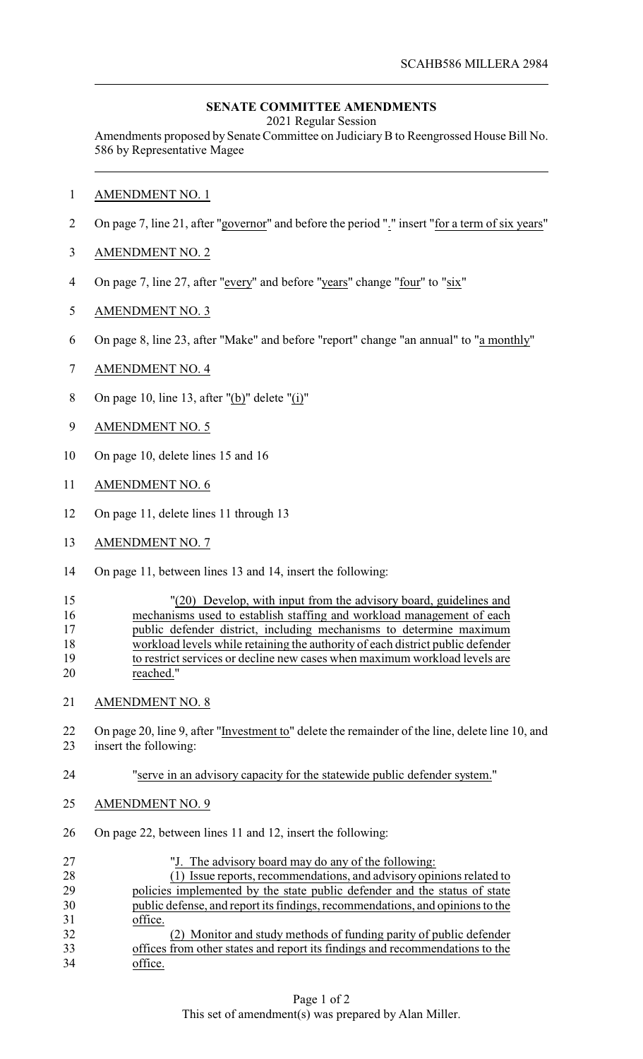SCAHB586 MILLERA 2984

**SENATE COMMITTEE AMENDMENTS**

2021 Regular Session

Amendments proposed by Senate Committee on Judiciary B to Reengrossed House Bill No. 586 by Representative Magee

AMENDMENT NO. 1

On page 7, line 21, after "governor" and before the period "." insert "for a term of six years"

AMENDMENT NO. 2

On page 7, line 27, after "every" and before "years" change "four" to "six"

AMENDMENT NO. 3

On page 8, line 23, after "Make" and before "report" change "an annual" to "a monthly"

AMENDMENT NO. 4

On page 10, line 13, after "(b)" delete "(i)"

AMENDMENT NO. 5

On page 10, delete lines 15 and 16

AMENDMENT NO. 6

On page 11, delete lines 11 through 13

AMENDMENT NO. 7

On page 11, between lines 13 and 14, insert the following:

"(20) Develop, with input from the advisory board, guidelines and mechanisms used to establish staffing and workload management of each public defender district, including mechanisms to determine maximum workload levels while retaining the authority of each district public defender to restrict services or decline new cases when maximum workload levels are reached."

AMENDMENT NO. 8

On page 20, line 9, after "Investment to" delete the remainder of the line, delete line 10, and insert the following:

"serve in an advisory capacity for the statewide public defender system."

AMENDMENT NO. 9

On page 22, between lines 11 and 12, insert the following:

"J. The advisory board may do any of the following:

(1) Issue reports, recommendations, and advisory opinions related to policies implemented by the state public defender and the status of state public defense, and report its findings, recommendations, and opinions to the office.

(2) Monitor and study methods of funding parity of public defender offices from other states and report its findings and recommendations to the office.

This set of amendment(s) was prepared by Alan Miller.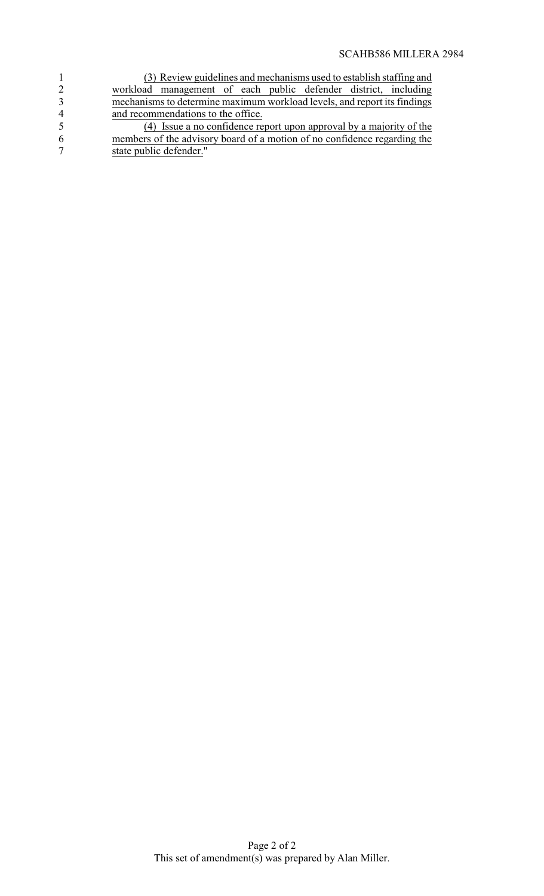(3) Review guidelines and mechanisms used to establish staffing and workload management of each public defender district, including mechanisms to determine maximum workload levels, and report its findings and recommendations to the office.

(4) Issue a no confidence report upon approval by a majority of the members of the advisory board of a motion of no confidence regarding the state public defender."

This set of amendment(s) was prepared by Alan Miller.